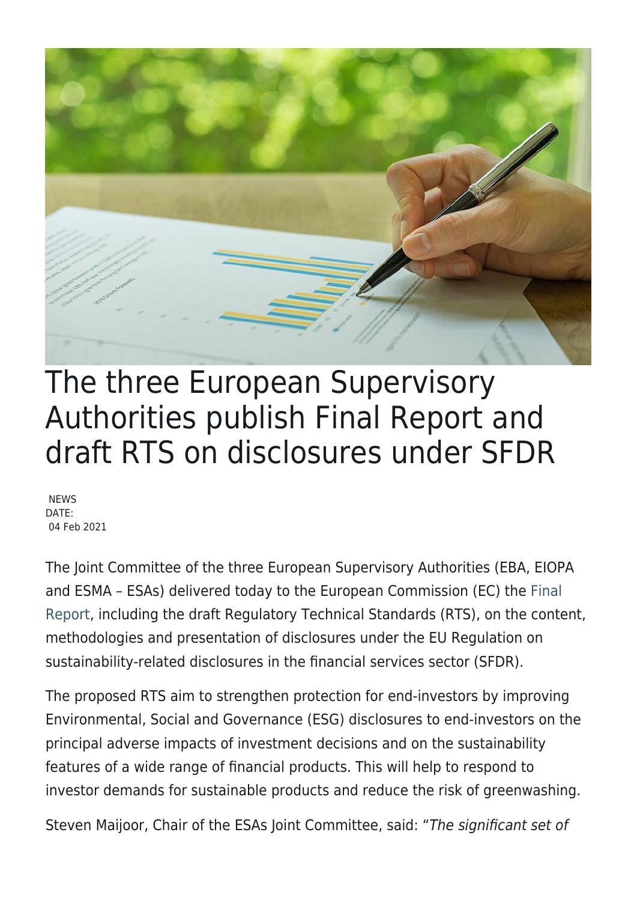# The three European Supervisory Authorities publish Final Report and draft RTS on disclosures under SFDR

NEWS
DATE:
04 Feb 2021

The Joint Committee of the three European Supervisory Authorities (EBA, EIOPA and ESMA – ESAs) delivered today to the European Commission (EC) the Final Report, including the draft Regulatory Technical Standards (RTS), on the content, methodologies and presentation of disclosures under the EU Regulation on sustainability-related disclosures in the financial services sector (SFDR).

The proposed RTS aim to strengthen protection for end-investors by improving Environmental, Social and Governance (ESG) disclosures to end-investors on the principal adverse impacts of investment decisions and on the sustainability features of a wide range of financial products. This will help to respond to investor demands for sustainable products and reduce the risk of greenwashing.

Steven Maijoor, Chair of the ESAs Joint Committee, said: "*The significant set of*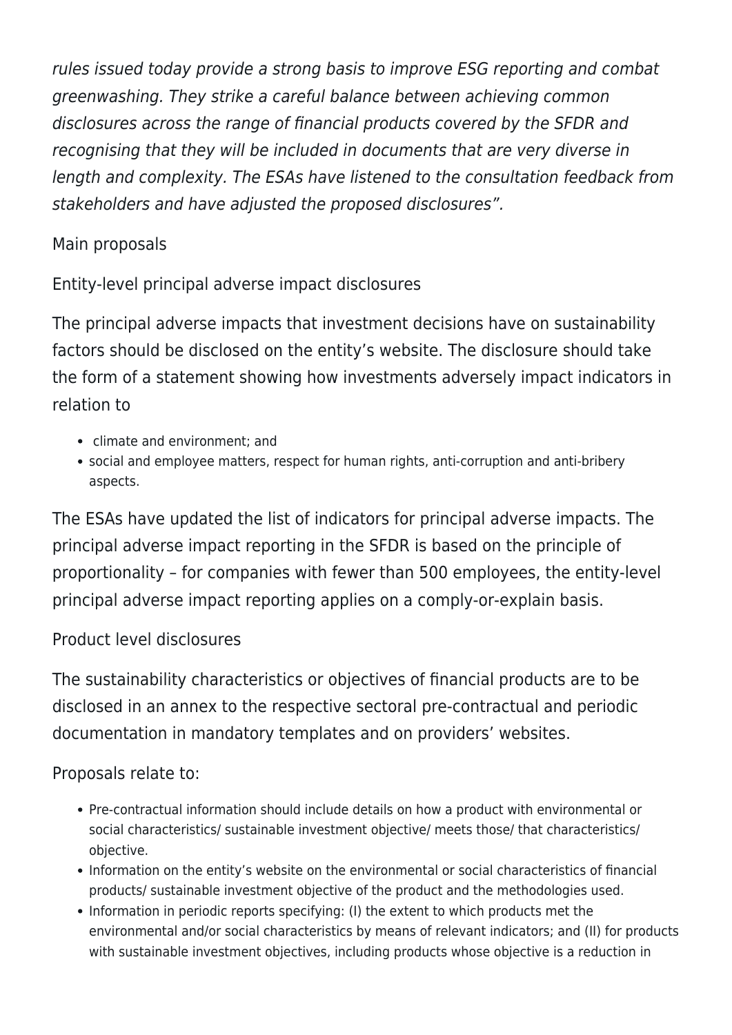*rules issued today provide a strong basis to improve ESG reporting and combat greenwashing. They strike a careful balance between achieving common disclosures across the range of financial products covered by the SFDR and recognising that they will be included in documents that are very diverse in length and complexity. The ESAs have listened to the consultation feedback from stakeholders and have adjusted the proposed disclosures".*

Main proposals

Entity-level principal adverse impact disclosures

The principal adverse impacts that investment decisions have on sustainability factors should be disclosed on the entity's website. The disclosure should take the form of a statement showing how investments adversely impact indicators in relation to

- climate and environment; and
- social and employee matters, respect for human rights, anti-corruption and anti-bribery aspects.

The ESAs have updated the list of indicators for principal adverse impacts. The principal adverse impact reporting in the SFDR is based on the principle of proportionality – for companies with fewer than 500 employees, the entity-level principal adverse impact reporting applies on a comply-or-explain basis.

Product level disclosures

The sustainability characteristics or objectives of financial products are to be disclosed in an annex to the respective sectoral pre-contractual and periodic documentation in mandatory templates and on providers' websites.

Proposals relate to:

- Pre-contractual information should include details on how a product with environmental or social characteristics/ sustainable investment objective/ meets those/ that characteristics/ objective.
- Information on the entity's website on the environmental or social characteristics of financial products/ sustainable investment objective of the product and the methodologies used.
- Information in periodic reports specifying: (I) the extent to which products met the environmental and/or social characteristics by means of relevant indicators; and (II) for products with sustainable investment objectives, including products whose objective is a reduction in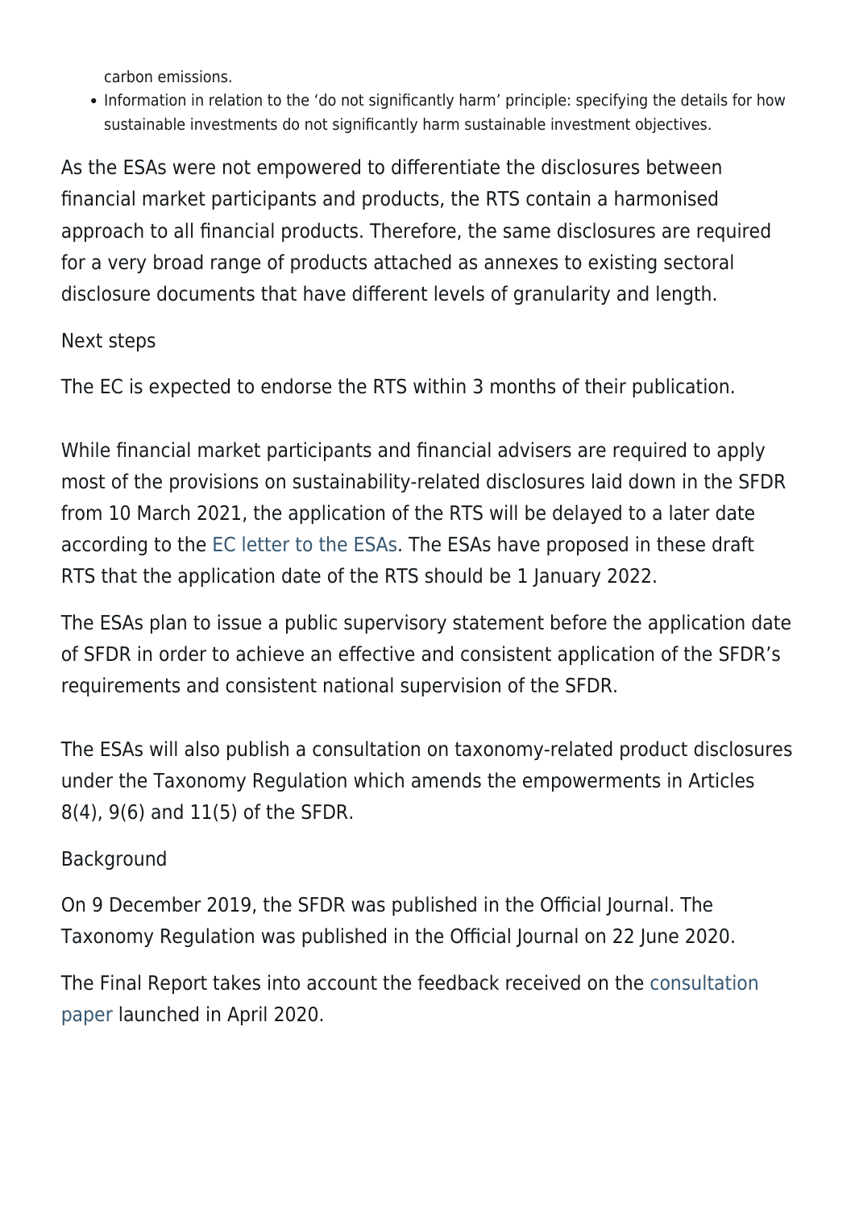carbon emissions.

- Information in relation to the 'do not significantly harm' principle: specifying the details for how sustainable investments do not significantly harm sustainable investment objectives.

As the ESAs were not empowered to differentiate the disclosures between financial market participants and products, the RTS contain a harmonised approach to all financial products. Therefore, the same disclosures are required for a very broad range of products attached as annexes to existing sectoral disclosure documents that have different levels of granularity and length.

Next steps

The EC is expected to endorse the RTS within 3 months of their publication.

While financial market participants and financial advisers are required to apply most of the provisions on sustainability-related disclosures laid down in the SFDR from 10 March 2021, the application of the RTS will be delayed to a later date according to the EC letter to the ESAs. The ESAs have proposed in these draft RTS that the application date of the RTS should be 1 January 2022.

The ESAs plan to issue a public supervisory statement before the application date of SFDR in order to achieve an effective and consistent application of the SFDR's requirements and consistent national supervision of the SFDR.

The ESAs will also publish a consultation on taxonomy-related product disclosures under the Taxonomy Regulation which amends the empowerments in Articles 8(4), 9(6) and 11(5) of the SFDR.

Background

On 9 December 2019, the SFDR was published in the Official Journal. The Taxonomy Regulation was published in the Official Journal on 22 June 2020.

The Final Report takes into account the feedback received on the consultation paper launched in April 2020.